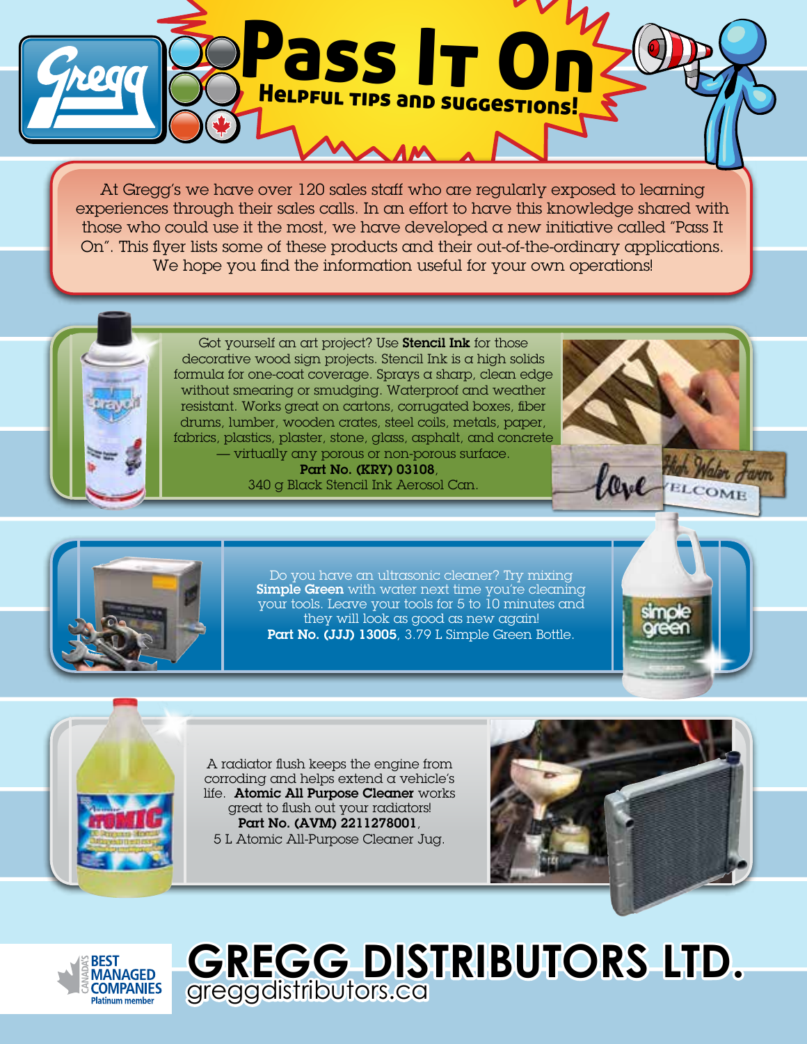# Pass It On

## Helpful tips and suggestions!

At Gregg's we have over 120 sales staff who are regularly exposed to learning experiences through their sales calls. In an effort to have this knowledge shared with those who could use it the most, we have developed a new initiative called "Pass It On". This flyer lists some of these products and their out-of-the-ordinary applications. We hope you find the information useful for your own operations!

Got yourself an art project? Use **Stencil Ink** for those decorative wood sign projects. Stencil Ink is a high solids formula for one-coat coverage. Sprays a sharp, clean edge without smearing or smudging. Waterproof and weather resistant. Works great on cartons, corrugated boxes, fiber drums, lumber, wooden crates, steel coils, metals, paper, fabrics, plastics, plaster, stone, glass, asphalt, and concrete — virtually any porous or non-porous surface.
**Part No. (KRY) 03108**,
340 g Black Stencil Ink Aerosol Can.

Do you have an ultrasonic cleaner? Try mixing **Simple Green** with water next time you're cleaning your tools. Leave your tools for 5 to 10 minutes and they will look as good as new again!
**Part No. (JJJ) 13005**, 3.79 L Simple Green Bottle.

A radiator flush keeps the engine from corroding and helps extend a vehicle's life. **Atomic All Purpose Cleaner** works great to flush out your radiators!
**Part No. (AVM) 2211278001**,
5 L Atomic All-Purpose Cleaner Jug.

Canada's Best Managed Companies – Platinum member

# GREGG DISTRIBUTORS LTD.

greggdistributors.ca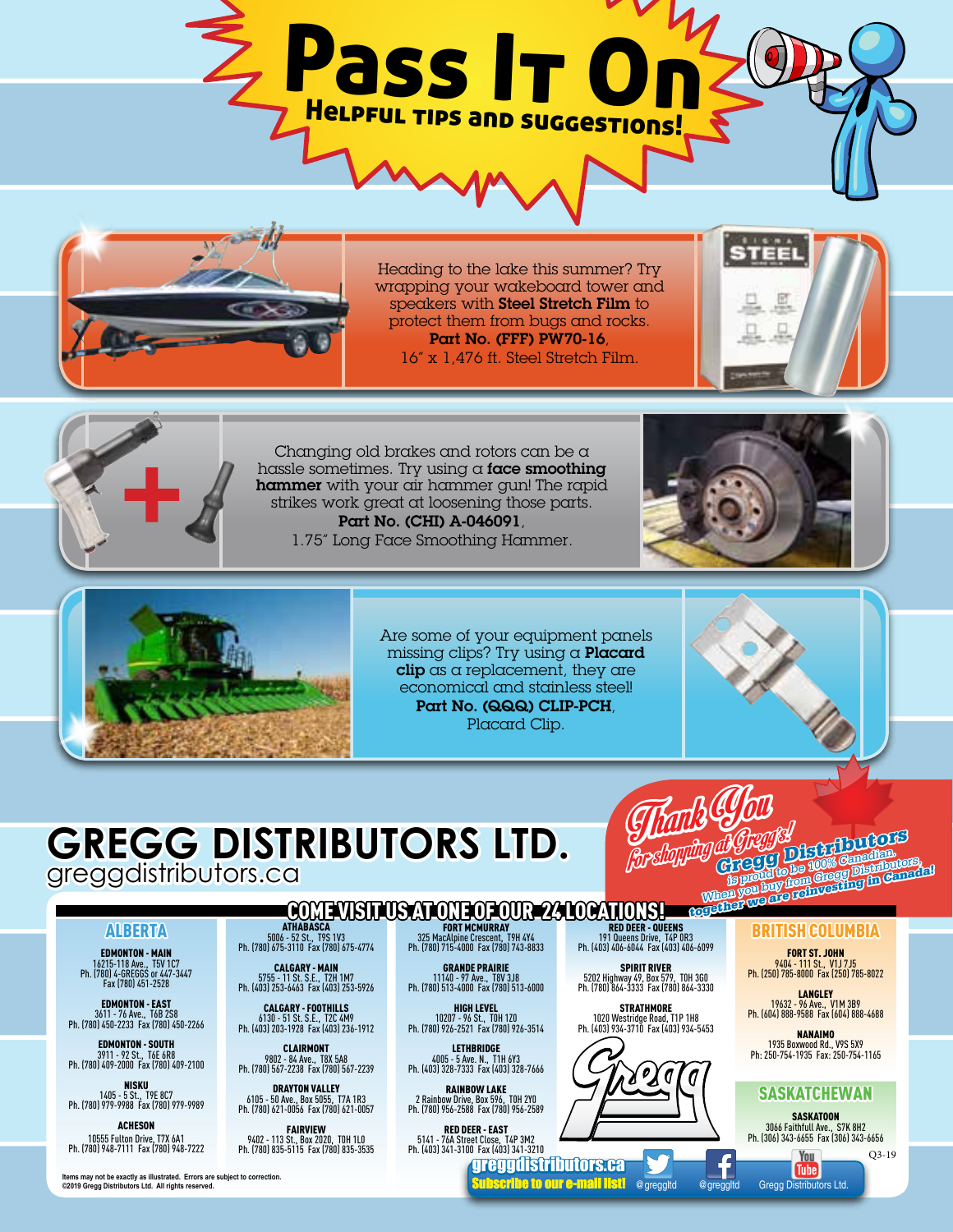# Pass It On

**Helpful tips and suggestions!**

Heading to the lake this summer? Try wrapping your wakeboard tower and speakers with **Steel Stretch Film** to protect them from bugs and rocks. **Part No. (FFF) PW70-16**, 16" x 1,476 ft. Steel Stretch Film.

Changing old brakes and rotors can be a hassle sometimes. Try using a **face smoothing hammer** with your air hammer gun! The rapid strikes work great at loosening those parts. **Part No. (CHI) A-046091**, 1.75" Long Face Smoothing Hammer.

Are some of your equipment panels missing clips? Try using a **Placard clip** as a replacement, they are economical and stainless steel! **Part No. (QQQ) CLIP-PCH**, Placard Clip.

## GREGG DISTRIBUTORS LTD.

greggdistributors.ca

*Thank You for shopping at Gregg's!*

**Gregg Distributors** is proud to be 100% Canadian. When you buy from Gregg Distributors, together we are reinvesting in Canada!

### COME VISIT US AT ONE OF OUR 24 LOCATIONS!

#### ALBERTA

**EDMONTON - MAIN**
16215-118 Ave., T5V 1C7
Ph. (780) 4-GREGGS or 447-3447
Fax (780) 451-2528

**EDMONTON - EAST**
3611 - 76 Ave., T6B 2S8
Ph. (780) 450-2233 Fax (780) 450-2266

**EDMONTON - SOUTH**
3911 - 92 St., T6E 6R8
Ph. (780) 409-2000 Fax (780) 409-2100

**NISKU**
1405 - 5 St., T9E 8C7
Ph. (780) 979-9988 Fax (780) 979-9989

**ACHESON**
10555 Fulton Drive, T7X 6A1
Ph. (780) 948-7111 Fax (780) 948-7222

**ATHABASCA**
5006 - 52 St., T9S 1V3
Ph. (780) 675-3110 Fax (780) 675-4774

**CALGARY - MAIN**
5755 - 11 St. S.E., T2H 1M7
Ph. (403) 253-6463 Fax (403) 253-5926

**CALGARY - FOOTHILLS**
6130 - 51 St. S.E., T2C 4M9
Ph. (403) 203-1928 Fax (403) 236-1912

**CLAIRMONT**
9802 - 84 Ave., T8X 5A8
Ph. (780) 567-2238 Fax (780) 567-2239

**DRAYTON VALLEY**
6105 - 50 Ave., Box 5055, T7A 1R3
Ph. (780) 621-0056 Fax (780) 621-0057

**FAIRVIEW**
9402 - 113 St., Box 2020, T0H 1L0
Ph. (780) 835-5115 Fax (780) 835-3535

**FORT MCMURRAY**
325 MacAlpine Crescent, T9H 4Y4
Ph. (780) 715-4000 Fax (780) 743-8833

**GRANDE PRAIRIE**
11140 - 97 Ave., T8V 3J8
Ph. (780) 513-4000 Fax (780) 513-6000

**HIGH LEVEL**
10207 - 96 St., T0H 1Z0
Ph. (780) 926-2521 Fax (780) 926-3514

**LETHBRIDGE**
4005 - 5 Ave. N., T1H 6Y3
Ph. (403) 328-7333 Fax (403) 328-7666

**RAINBOW LAKE**
2 Rainbow Drive, Box 596, T0H 2Y0
Ph. (780) 956-2588 Fax (780) 956-2589

**RED DEER - EAST**
5141 - 76A Street Close, T4P 3M2
Ph. (403) 341-3100 Fax (403) 341-3210

**RED DEER - QUEENS**
191 Queens Drive, T4P 0R3
Ph. (403) 406-6044 Fax (403) 406-6099

**SPIRIT RIVER**
5202 Highway 49, Box 579, T0H 3G0
Ph. (780) 864-3333 Fax (780) 864-3330

**STRATHMORE**
1020 Westridge Road, T1P 1H8
Ph. (403) 934-3710 Fax (403) 934-5453

#### BRITISH COLUMBIA

**FORT ST. JOHN**
9404 - 111 St., V1J 7J5
Ph. (250) 785-8000 Fax (250) 785-8022

**LANGLEY**
19632 - 96 Ave., V1M 3B9
Ph. (604) 888-9588 Fax (604) 888-4688

**NANAIMO**
1935 Boxwood Rd., V9S 5X9
Ph: 250-754-1935 Fax: 250-754-1165

#### SASKATCHEWAN

**SASKATOON**
3066 Faithfull Ave., S7K 8H2
Ph. (306) 343-6655 Fax (306) 343-6656

Items may not be exactly as illustrated. Errors are subject to correction.
©2019 Gregg Distributors Ltd. All rights reserved.

**greggdistributors.ca**
**Subscribe to our e-mail list!**

@greggltd @greggltd Gregg Distributors Ltd.

Q3-19